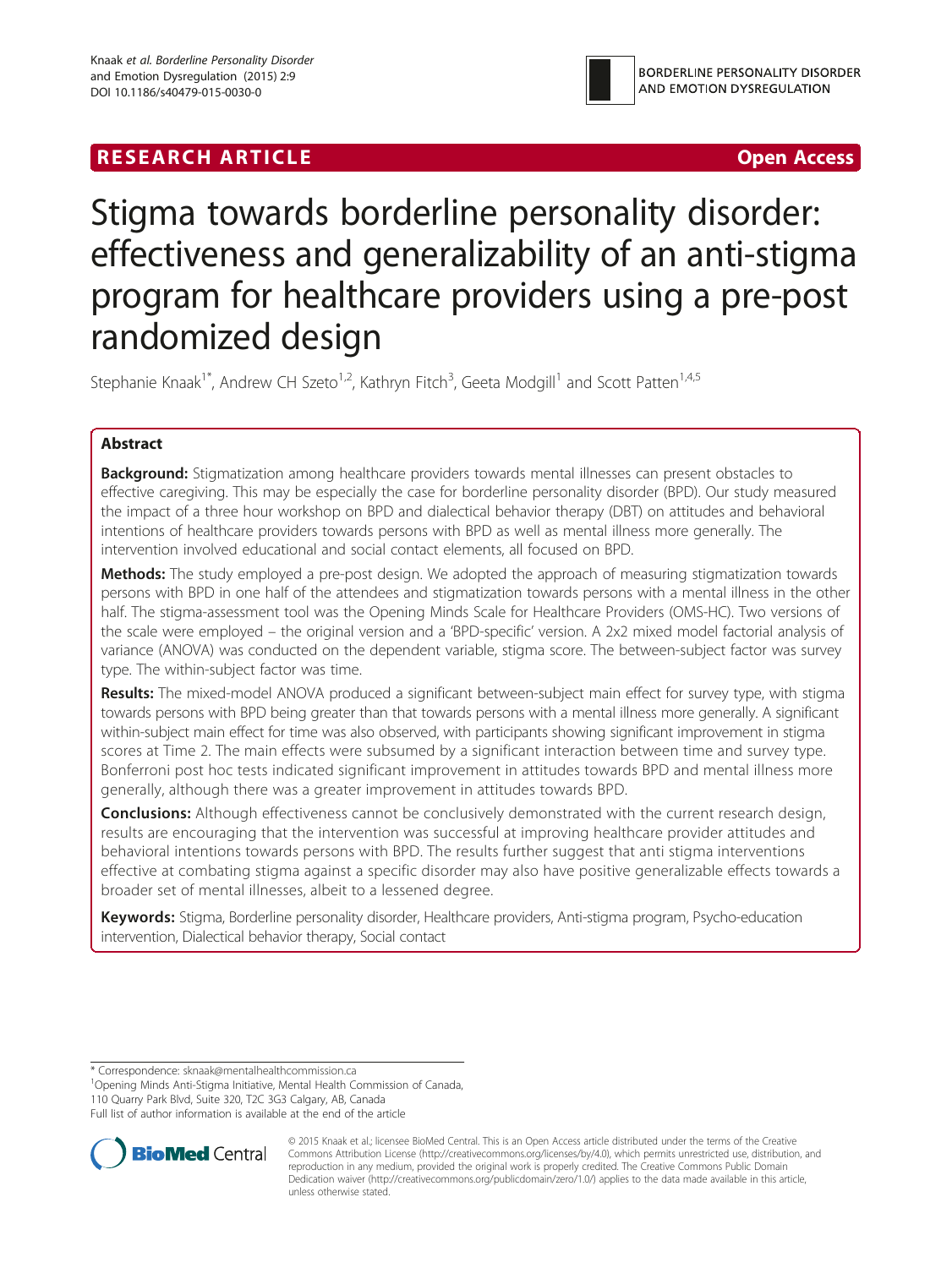**RESEARCH ARTICLE** **Open Access**

# Stigma towards borderline personality disorder: effectiveness and generalizability of an anti-stigma program for healthcare providers using a pre-post randomized design

Stephanie Knaak[1*], Andrew CH Szeto[1,2], Kathryn Fitch[3], Geeta Modgill[1] and Scott Patten[1,4,5]

## Abstract

**Background:** Stigmatization among healthcare providers towards mental illnesses can present obstacles to effective caregiving. This may be especially the case for borderline personality disorder (BPD). Our study measured the impact of a three hour workshop on BPD and dialectical behavior therapy (DBT) on attitudes and behavioral intentions of healthcare providers towards persons with BPD as well as mental illness more generally. The intervention involved educational and social contact elements, all focused on BPD.

**Methods:** The study employed a pre-post design. We adopted the approach of measuring stigmatization towards persons with BPD in one half of the attendees and stigmatization towards persons with a mental illness in the other half. The stigma-assessment tool was the Opening Minds Scale for Healthcare Providers (OMS-HC). Two versions of the scale were employed – the original version and a 'BPD-specific' version. A 2x2 mixed model factorial analysis of variance (ANOVA) was conducted on the dependent variable, stigma score. The between-subject factor was survey type. The within-subject factor was time.

**Results:** The mixed-model ANOVA produced a significant between-subject main effect for survey type, with stigma towards persons with BPD being greater than that towards persons with a mental illness more generally. A significant within-subject main effect for time was also observed, with participants showing significant improvement in stigma scores at Time 2. The main effects were subsumed by a significant interaction between time and survey type. Bonferroni post hoc tests indicated significant improvement in attitudes towards BPD and mental illness more generally, although there was a greater improvement in attitudes towards BPD.

**Conclusions:** Although effectiveness cannot be conclusively demonstrated with the current research design, results are encouraging that the intervention was successful at improving healthcare provider attitudes and behavioral intentions towards persons with BPD. The results further suggest that anti stigma interventions effective at combating stigma against a specific disorder may also have positive generalizable effects towards a broader set of mental illnesses, albeit to a lessened degree.

**Keywords:** Stigma, Borderline personality disorder, Healthcare providers, Anti-stigma program, Psycho-education intervention, Dialectical behavior therapy, Social contact

---

\* Correspondence: sknaak@mentalhealthcommission.ca
[1]Opening Minds Anti-Stigma Initiative, Mental Health Commission of Canada, 110 Quarry Park Blvd, Suite 320, T2C 3G3 Calgary, AB, Canada
Full list of author information is available at the end of the article

© 2015 Knaak et al.; licensee BioMed Central. This is an Open Access article distributed under the terms of the Creative Commons Attribution License (http://creativecommons.org/licenses/by/4.0), which permits unrestricted use, distribution, and reproduction in any medium, provided the original work is properly credited. The Creative Commons Public Domain Dedication waiver (http://creativecommons.org/publicdomain/zero/1.0/) applies to the data made available in this article, unless otherwise stated.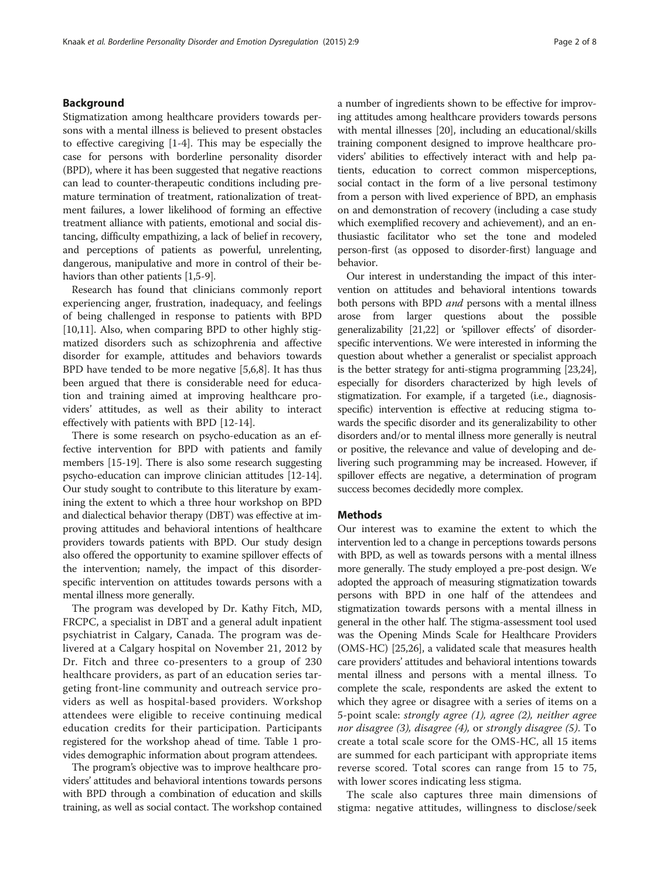## Background

Stigmatization among healthcare providers towards persons with a mental illness is believed to present obstacles to effective caregiving [1-4]. This may be especially the case for persons with borderline personality disorder (BPD), where it has been suggested that negative reactions can lead to counter-therapeutic conditions including premature termination of treatment, rationalization of treatment failures, a lower likelihood of forming an effective treatment alliance with patients, emotional and social distancing, difficulty empathizing, a lack of belief in recovery, and perceptions of patients as powerful, unrelenting, dangerous, manipulative and more in control of their behaviors than other patients [1,5-9].

Research has found that clinicians commonly report experiencing anger, frustration, inadequacy, and feelings of being challenged in response to patients with BPD [10,11]. Also, when comparing BPD to other highly stigmatized disorders such as schizophrenia and affective disorder for example, attitudes and behaviors towards BPD have tended to be more negative [5,6,8]. It has thus been argued that there is considerable need for education and training aimed at improving healthcare providers' attitudes, as well as their ability to interact effectively with patients with BPD [12-14].

There is some research on psycho-education as an effective intervention for BPD with patients and family members [15-19]. There is also some research suggesting psycho-education can improve clinician attitudes [12-14]. Our study sought to contribute to this literature by examining the extent to which a three hour workshop on BPD and dialectical behavior therapy (DBT) was effective at improving attitudes and behavioral intentions of healthcare providers towards patients with BPD. Our study design also offered the opportunity to examine spillover effects of the intervention; namely, the impact of this disorder-specific intervention on attitudes towards persons with a mental illness more generally.

The program was developed by Dr. Kathy Fitch, MD, FRCPC, a specialist in DBT and a general adult inpatient psychiatrist in Calgary, Canada. The program was delivered at a Calgary hospital on November 21, 2012 by Dr. Fitch and three co-presenters to a group of 230 healthcare providers, as part of an education series targeting front-line community and outreach service providers as well as hospital-based providers. Workshop attendees were eligible to receive continuing medical education credits for their participation. Participants registered for the workshop ahead of time. Table 1 provides demographic information about program attendees.

The program's objective was to improve healthcare providers' attitudes and behavioral intentions towards persons with BPD through a combination of education and skills training, as well as social contact. The workshop contained a number of ingredients shown to be effective for improving attitudes among healthcare providers towards persons with mental illnesses [20], including an educational/skills training component designed to improve healthcare providers' abilities to effectively interact with and help patients, education to correct common misperceptions, social contact in the form of a live personal testimony from a person with lived experience of BPD, an emphasis on and demonstration of recovery (including a case study which exemplified recovery and achievement), and an enthusiastic facilitator who set the tone and modeled person-first (as opposed to disorder-first) language and behavior.

Our interest in understanding the impact of this intervention on attitudes and behavioral intentions towards both persons with BPD *and* persons with a mental illness arose from larger questions about the possible generalizability [21,22] or 'spillover effects' of disorder-specific interventions. We were interested in informing the question about whether a generalist or specialist approach is the better strategy for anti-stigma programming [23,24], especially for disorders characterized by high levels of stigmatization. For example, if a targeted (i.e., diagnosis-specific) intervention is effective at reducing stigma towards the specific disorder and its generalizability to other disorders and/or to mental illness more generally is neutral or positive, the relevance and value of developing and delivering such programming may be increased. However, if spillover effects are negative, a determination of program success becomes decidedly more complex.

## Methods

Our interest was to examine the extent to which the intervention led to a change in perceptions towards persons with BPD, as well as towards persons with a mental illness more generally. The study employed a pre-post design. We adopted the approach of measuring stigmatization towards persons with BPD in one half of the attendees and stigmatization towards persons with a mental illness in general in the other half. The stigma-assessment tool used was the Opening Minds Scale for Healthcare Providers (OMS-HC) [25,26], a validated scale that measures health care providers' attitudes and behavioral intentions towards mental illness and persons with a mental illness. To complete the scale, respondents are asked the extent to which they agree or disagree with a series of items on a 5-point scale: *strongly agree (1), agree (2), neither agree nor disagree (3), disagree (4),* or *strongly disagree (5).* To create a total scale score for the OMS-HC, all 15 items are summed for each participant with appropriate items reverse scored. Total scores can range from 15 to 75, with lower scores indicating less stigma.

The scale also captures three main dimensions of stigma: negative attitudes, willingness to disclose/seek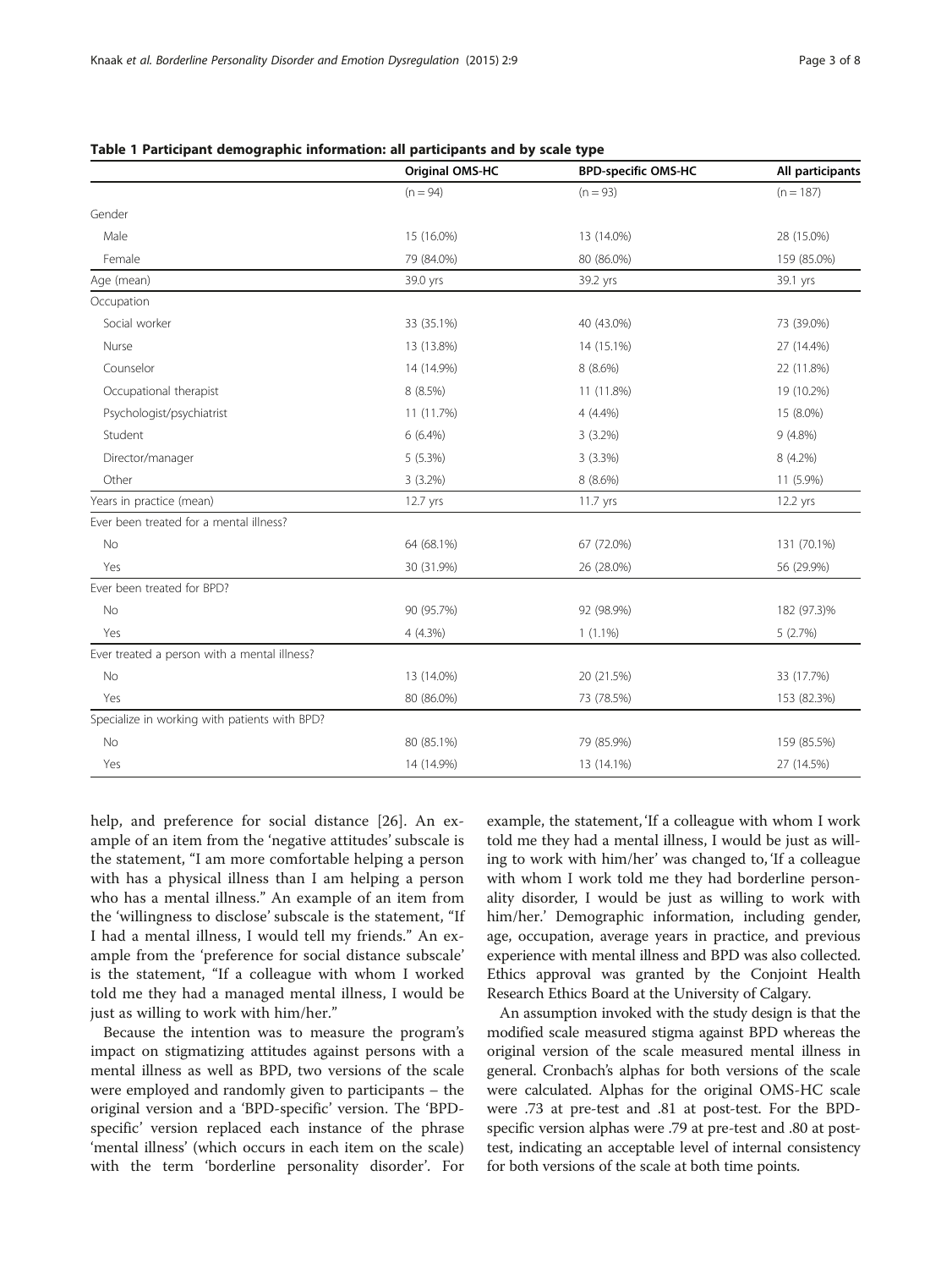**Table 1 Participant demographic information: all participants and by scale type**

| | Original OMS-HC | BPD-specific OMS-HC | All participants |
|---|---|---|---|
| | (n = 94) | (n = 93) | (n = 187) |
| Gender | | | |
| Male | 15 (16.0%) | 13 (14.0%) | 28 (15.0%) |
| Female | 79 (84.0%) | 80 (86.0%) | 159 (85.0%) |
| Age (mean) | 39.0 yrs | 39.2 yrs | 39.1 yrs |
| Occupation | | | |
| Social worker | 33 (35.1%) | 40 (43.0%) | 73 (39.0%) |
| Nurse | 13 (13.8%) | 14 (15.1%) | 27 (14.4%) |
| Counselor | 14 (14.9%) | 8 (8.6%) | 22 (11.8%) |
| Occupational therapist | 8 (8.5%) | 11 (11.8%) | 19 (10.2%) |
| Psychologist/psychiatrist | 11 (11.7%) | 4 (4.4%) | 15 (8.0%) |
| Student | 6 (6.4%) | 3 (3.2%) | 9 (4.8%) |
| Director/manager | 5 (5.3%) | 3 (3.3%) | 8 (4.2%) |
| Other | 3 (3.2%) | 8 (8.6%) | 11 (5.9%) |
| Years in practice (mean) | 12.7 yrs | 11.7 yrs | 12.2 yrs |
| Ever been treated for a mental illness? | | | |
| No | 64 (68.1%) | 67 (72.0%) | 131 (70.1%) |
| Yes | 30 (31.9%) | 26 (28.0%) | 56 (29.9%) |
| Ever been treated for BPD? | | | |
| No | 90 (95.7%) | 92 (98.9%) | 182 (97.3)% |
| Yes | 4 (4.3%) | 1 (1.1%) | 5 (2.7%) |
| Ever treated a person with a mental illness? | | | |
| No | 13 (14.0%) | 20 (21.5%) | 33 (17.7%) |
| Yes | 80 (86.0%) | 73 (78.5%) | 153 (82.3%) |
| Specialize in working with patients with BPD? | | | |
| No | 80 (85.1%) | 79 (85.9%) | 159 (85.5%) |
| Yes | 14 (14.9%) | 13 (14.1%) | 27 (14.5%) |

help, and preference for social distance [26]. An example of an item from the 'negative attitudes' subscale is the statement, "I am more comfortable helping a person with has a physical illness than I am helping a person who has a mental illness." An example of an item from the 'willingness to disclose' subscale is the statement, "If I had a mental illness, I would tell my friends." An example from the 'preference for social distance subscale' is the statement, "If a colleague with whom I worked told me they had a managed mental illness, I would be just as willing to work with him/her."

Because the intention was to measure the program's impact on stigmatizing attitudes against persons with a mental illness as well as BPD, two versions of the scale were employed and randomly given to participants – the original version and a 'BPD-specific' version. The 'BPD-specific' version replaced each instance of the phrase 'mental illness' (which occurs in each item on the scale) with the term 'borderline personality disorder'. For example, the statement, 'If a colleague with whom I work told me they had a mental illness, I would be just as willing to work with him/her' was changed to, 'If a colleague with whom I work told me they had borderline personality disorder, I would be just as willing to work with him/her.' Demographic information, including gender, age, occupation, average years in practice, and previous experience with mental illness and BPD was also collected. Ethics approval was granted by the Conjoint Health Research Ethics Board at the University of Calgary.

An assumption invoked with the study design is that the modified scale measured stigma against BPD whereas the original version of the scale measured mental illness in general. Cronbach's alphas for both versions of the scale were calculated. Alphas for the original OMS-HC scale were .73 at pre-test and .81 at post-test. For the BPD-specific version alphas were .79 at pre-test and .80 at post-test, indicating an acceptable level of internal consistency for both versions of the scale at both time points.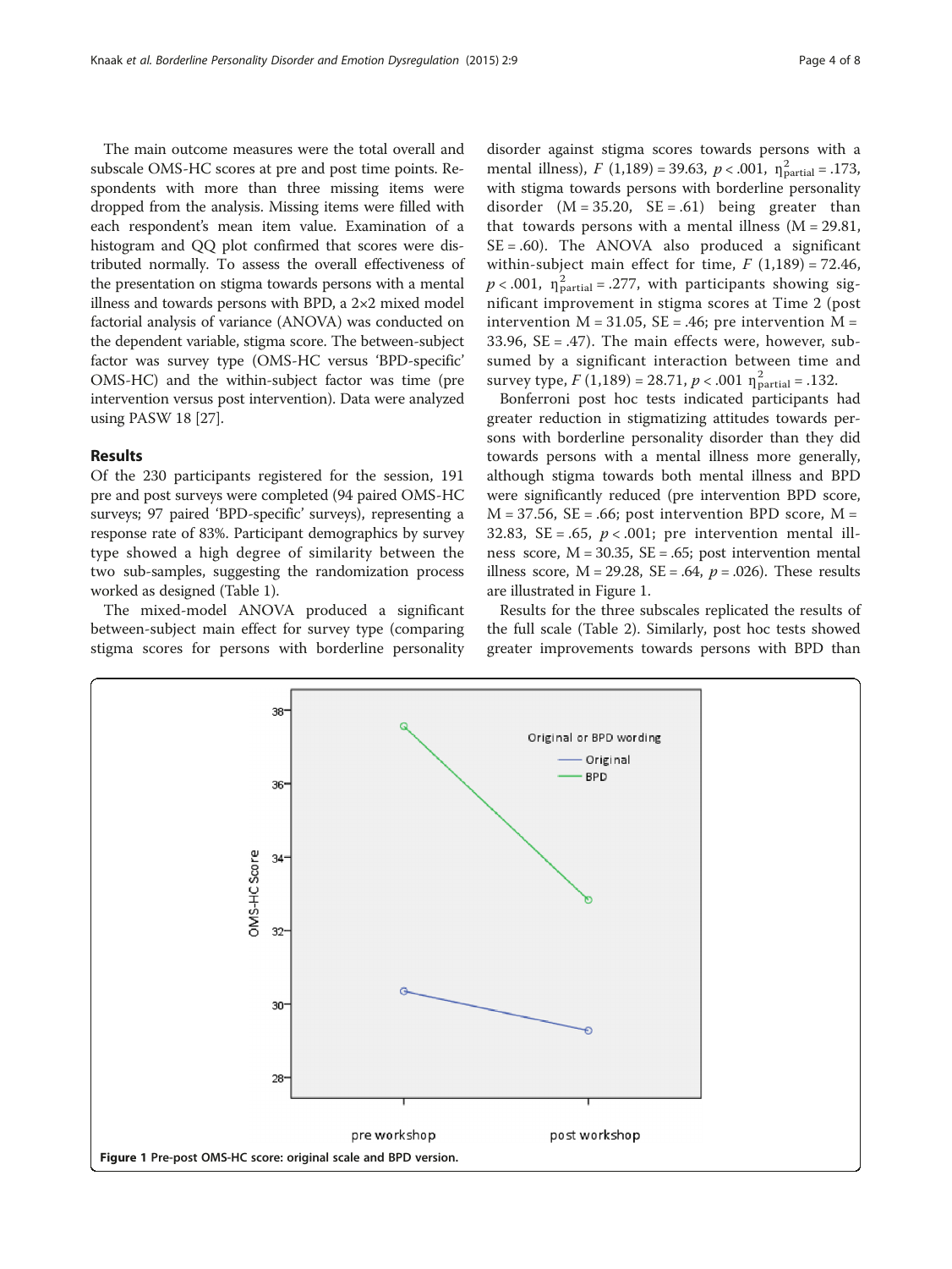The main outcome measures were the total overall and subscale OMS-HC scores at pre and post time points. Respondents with more than three missing items were dropped from the analysis. Missing items were filled with each respondent's mean item value. Examination of a histogram and QQ plot confirmed that scores were distributed normally. To assess the overall effectiveness of the presentation on stigma towards persons with a mental illness and towards persons with BPD, a 2×2 mixed model factorial analysis of variance (ANOVA) was conducted on the dependent variable, stigma score. The between-subject factor was survey type (OMS-HC versus 'BPD-specific' OMS-HC) and the within-subject factor was time (pre intervention versus post intervention). Data were analyzed using PASW 18 [27].

## Results

Of the 230 participants registered for the session, 191 pre and post surveys were completed (94 paired OMS-HC surveys; 97 paired 'BPD-specific' surveys), representing a response rate of 83%. Participant demographics by survey type showed a high degree of similarity between the two sub-samples, suggesting the randomization process worked as designed (Table 1).

The mixed-model ANOVA produced a significant between-subject main effect for survey type (comparing stigma scores for persons with borderline personality disorder against stigma scores towards persons with a mental illness), $F$ (1,189) = 39.63, $p < .001$, $\eta^2_{\text{partial}} = .173$, with stigma towards persons with borderline personality disorder (M = 35.20, SE = .61) being greater than that towards persons with a mental illness (M = 29.81, SE = .60). The ANOVA also produced a significant within-subject main effect for time, $F$ (1,189) = 72.46, $p < .001$, $\eta^2_{\text{partial}} = .277$, with participants showing significant improvement in stigma scores at Time 2 (post intervention M = 31.05, SE = .46; pre intervention M = 33.96, SE = .47). The main effects were, however, subsumed by a significant interaction between time and survey type, $F$ (1,189) = 28.71, $p < .001$ $\eta^2_{\text{partial}} = .132$.

Bonferroni post hoc tests indicated participants had greater reduction in stigmatizing attitudes towards persons with borderline personality disorder than they did towards persons with a mental illness more generally, although stigma towards both mental illness and BPD were significantly reduced (pre intervention BPD score, M = 37.56, SE = .66; post intervention BPD score, M = 32.83, SE = .65, $p < .001$; pre intervention mental illness score, M = 30.35, SE = .65; post intervention mental illness score, M = 29.28, SE = .64, $p = .026$). These results are illustrated in Figure 1.

Results for the three subscales replicated the results of the full scale (Table 2). Similarly, post hoc tests showed greater improvements towards persons with BPD than

**Figure 1** Pre-post OMS-HC score: original scale and BPD version.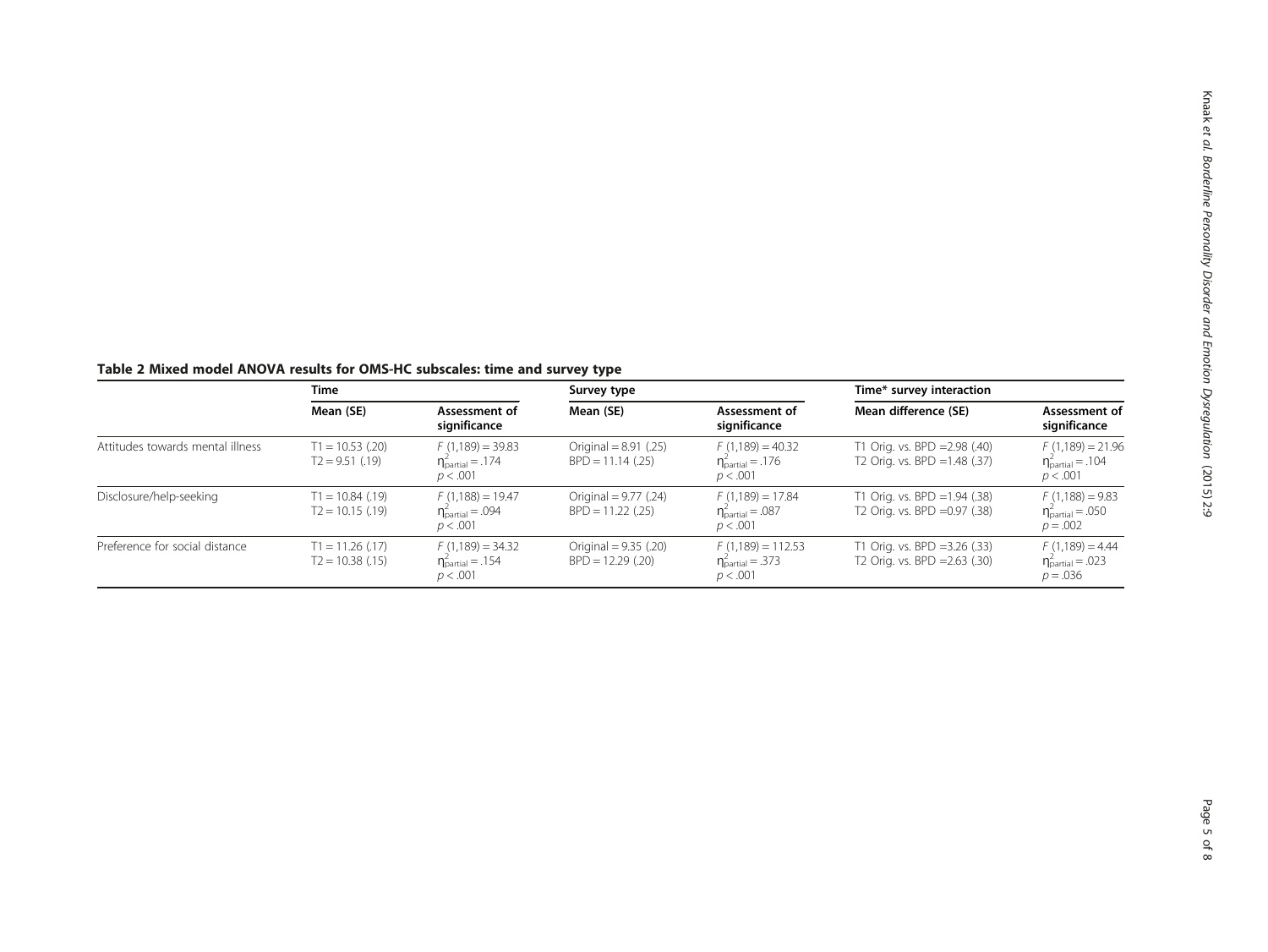**Table 2 Mixed model ANOVA results for OMS-HC subscales: time and survey type**

| | Time | | Survey type | | Time* survey interaction | |
|---|---|---|---|---|---|---|
| | Mean (SE) | Assessment of significance | Mean (SE) | Assessment of significance | Mean difference (SE) | Assessment of significance |
| Attitudes towards mental illness | T1 = 10.53 (.20) T2 = 9.51 (.19) | $F$ (1,189) = 39.83 $\eta^2_{\text{partial}} = .174$ $p < .001$ | Original = 8.91 (.25) BPD = 11.14 (.25) | $F$ (1,189) = 40.32 $\eta^2_{\text{partial}} = .176$ $p < .001$ | T1 Orig. vs. BPD =2.98 (.40) T2 Orig. vs. BPD =1.48 (.37) | $F$ (1,189) = 21.96 $\eta^2_{\text{partial}} = .104$ $p < .001$ |
| Disclosure/help-seeking | T1 = 10.84 (.19) T2 = 10.15 (.19) | $F$ (1,188) = 19.47 $\eta^2_{\text{partial}} = .094$ $p < .001$ | Original = 9.77 (.24) BPD = 11.22 (.25) | $F$ (1,189) = 17.84 $\eta^2_{\text{partial}} = .087$ $p < .001$ | T1 Orig. vs. BPD =1.94 (.38) T2 Orig. vs. BPD =0.97 (.38) | $F$ (1,188) = 9.83 $\eta^2_{\text{partial}} = .050$ $p = .002$ |
| Preference for social distance | T1 = 11.26 (.17) T2 = 10.38 (.15) | $F$ (1,189) = 34.32 $\eta^2_{\text{partial}} = .154$ $p < .001$ | Original = 9.35 (.20) BPD = 12.29 (.20) | $F$ (1,189) = 112.53 $\eta^2_{\text{partial}} = .373$ $p < .001$ | T1 Orig. vs. BPD =3.26 (.33) T2 Orig. vs. BPD =2.63 (.30) | $F$ (1,189) = 4.44 $\eta^2_{\text{partial}} = .023$ $p = .036$ |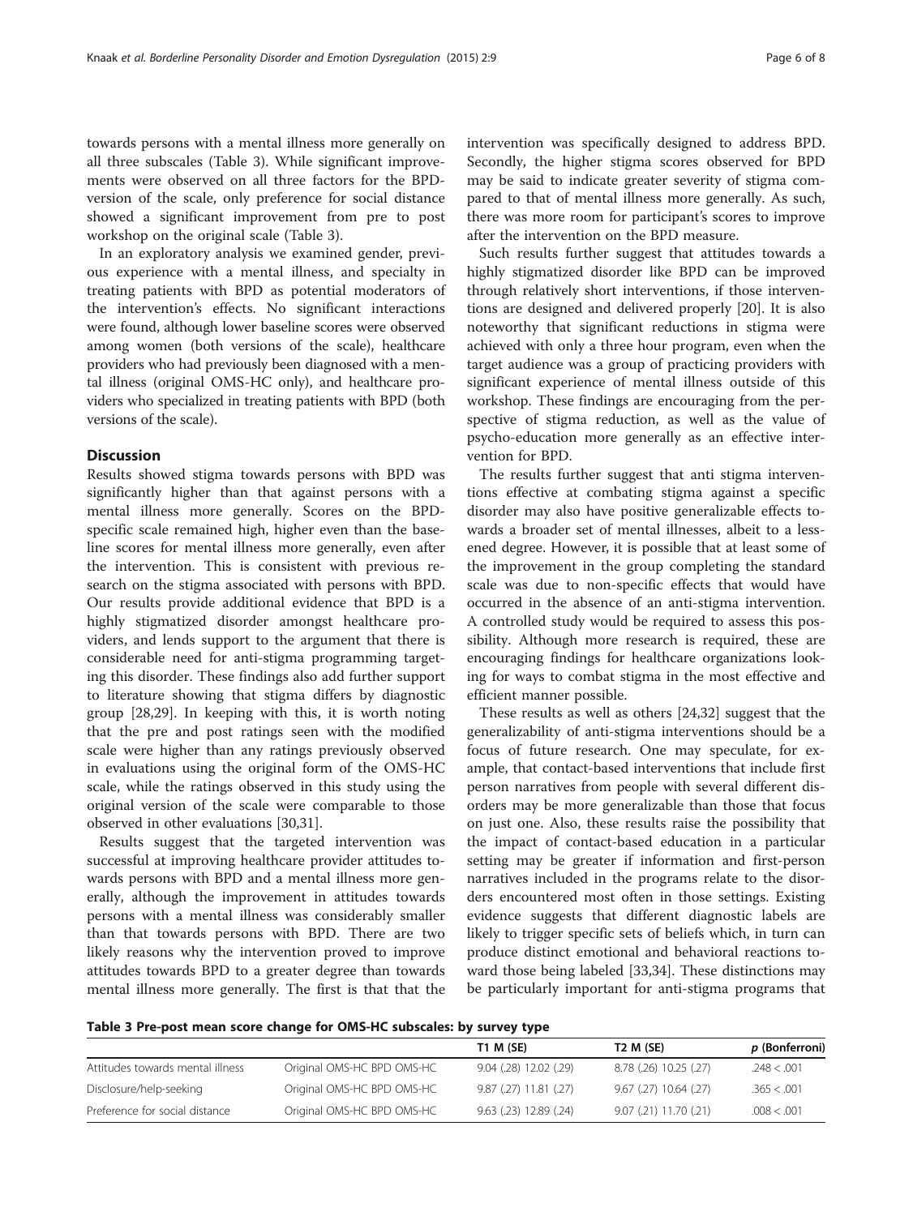towards persons with a mental illness more generally on all three subscales (Table 3). While significant improvements were observed on all three factors for the BPD-version of the scale, only preference for social distance showed a significant improvement from pre to post workshop on the original scale (Table 3).

In an exploratory analysis we examined gender, previous experience with a mental illness, and specialty in treating patients with BPD as potential moderators of the intervention's effects. No significant interactions were found, although lower baseline scores were observed among women (both versions of the scale), healthcare providers who had previously been diagnosed with a mental illness (original OMS-HC only), and healthcare providers who specialized in treating patients with BPD (both versions of the scale).

## Discussion

Results showed stigma towards persons with BPD was significantly higher than that against persons with a mental illness more generally. Scores on the BPD-specific scale remained high, higher even than the baseline scores for mental illness more generally, even after the intervention. This is consistent with previous research on the stigma associated with persons with BPD. Our results provide additional evidence that BPD is a highly stigmatized disorder amongst healthcare providers, and lends support to the argument that there is considerable need for anti-stigma programming targeting this disorder. These findings also add further support to literature showing that stigma differs by diagnostic group [28,29]. In keeping with this, it is worth noting that the pre and post ratings seen with the modified scale were higher than any ratings previously observed in evaluations using the original form of the OMS-HC scale, while the ratings observed in this study using the original version of the scale were comparable to those observed in other evaluations [30,31].

Results suggest that the targeted intervention was successful at improving healthcare provider attitudes towards persons with BPD and a mental illness more generally, although the improvement in attitudes towards persons with a mental illness was considerably smaller than that towards persons with BPD. There are two likely reasons why the intervention proved to improve attitudes towards BPD to a greater degree than towards mental illness more generally. The first is that that the intervention was specifically designed to address BPD. Secondly, the higher stigma scores observed for BPD may be said to indicate greater severity of stigma compared to that of mental illness more generally. As such, there was more room for participant's scores to improve after the intervention on the BPD measure.

Such results further suggest that attitudes towards a highly stigmatized disorder like BPD can be improved through relatively short interventions, if those interventions are designed and delivered properly [20]. It is also noteworthy that significant reductions in stigma were achieved with only a three hour program, even when the target audience was a group of practicing providers with significant experience of mental illness outside of this workshop. These findings are encouraging from the perspective of stigma reduction, as well as the value of psycho-education more generally as an effective intervention for BPD.

The results further suggest that anti stigma interventions effective at combating stigma against a specific disorder may also have positive generalizable effects towards a broader set of mental illnesses, albeit to a lessened degree. However, it is possible that at least some of the improvement in the group completing the standard scale was due to non-specific effects that would have occurred in the absence of an anti-stigma intervention. A controlled study would be required to assess this possibility. Although more research is required, these are encouraging findings for healthcare organizations looking for ways to combat stigma in the most effective and efficient manner possible.

These results as well as others [24,32] suggest that the generalizability of anti-stigma interventions should be a focus of future research. One may speculate, for example, that contact-based interventions that include first person narratives from people with several different disorders may be more generalizable than those that focus on just one. Also, these results raise the possibility that the impact of contact-based education in a particular setting may be greater if information and first-person narratives included in the programs relate to the disorders encountered most often in those settings. Existing evidence suggests that different diagnostic labels are likely to trigger specific sets of beliefs which, in turn can produce distinct emotional and behavioral reactions toward those being labeled [33,34]. These distinctions may be particularly important for anti-stigma programs that

**Table 3 Pre-post mean score change for OMS-HC subscales: by survey type**

| | | T1 M (SE) | T2 M (SE) | *p* (Bonferroni) |
|---|---|---|---|---|
| Attitudes towards mental illness | Original OMS-HC | 9.04 (.28) | 8.78 (.26) | .248 |
| | BPD OMS-HC | 12.02 (.29) | 10.25 (.27) | < .001 |
| Disclosure/help-seeking | Original OMS-HC | 9.87 (.27) | 9.67 (.27) | .365 |
| | BPD OMS-HC | 11.81 (.27) | 10.64 (.27) | < .001 |
| Preference for social distance | Original OMS-HC | 9.63 (.23) | 9.07 (.21) | .008 |
| | BPD OMS-HC | 12.89 (.24) | 11.70 (.21) | < .001 |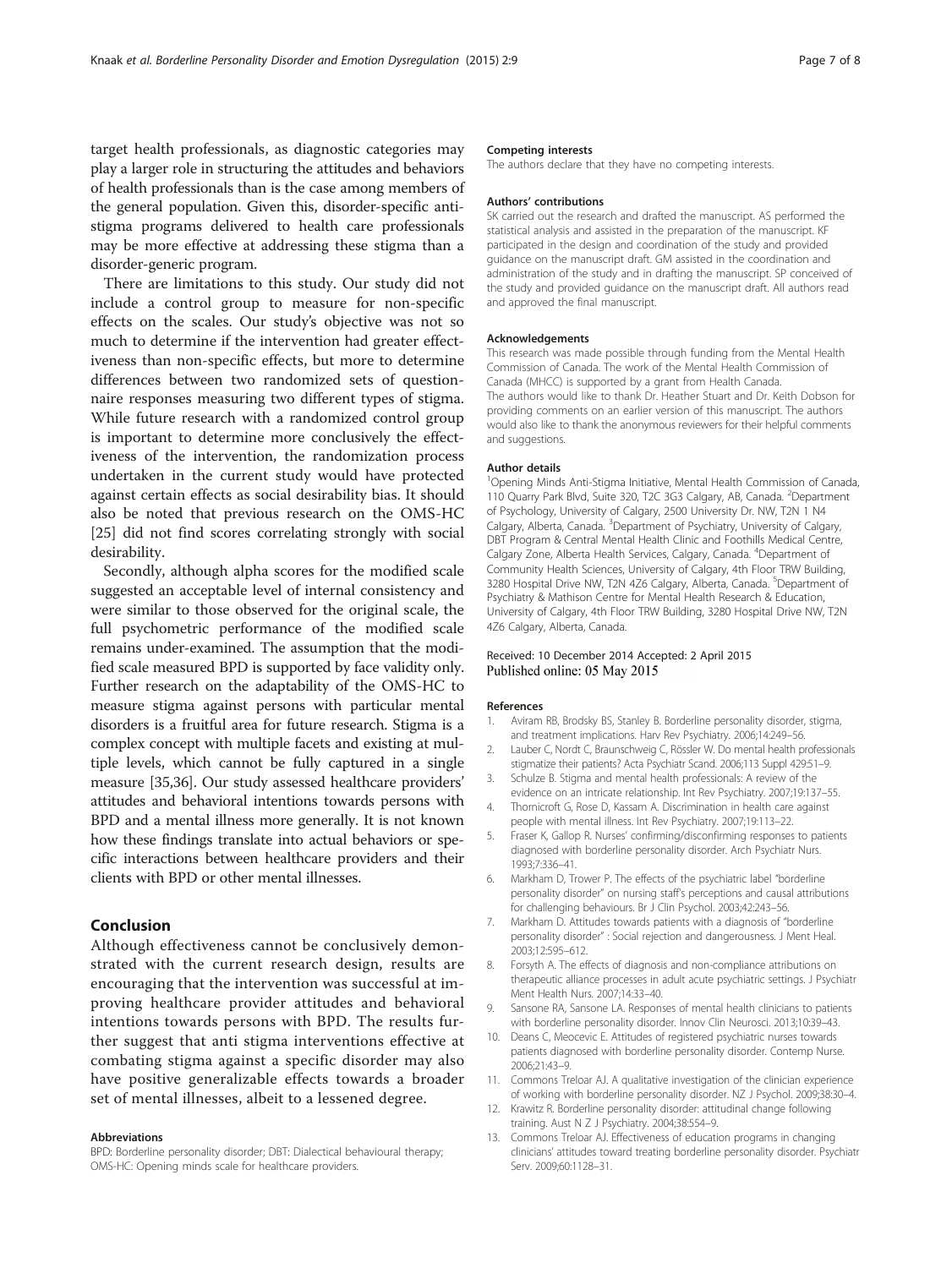target health professionals, as diagnostic categories may play a larger role in structuring the attitudes and behaviors of health professionals than is the case among members of the general population. Given this, disorder-specific anti-stigma programs delivered to health care professionals may be more effective at addressing these stigma than a disorder-generic program.

There are limitations to this study. Our study did not include a control group to measure for non-specific effects on the scales. Our study's objective was not so much to determine if the intervention had greater effectiveness than non-specific effects, but more to determine differences between two randomized sets of questionnaire responses measuring two different types of stigma. While future research with a randomized control group is important to determine more conclusively the effectiveness of the intervention, the randomization process undertaken in the current study would have protected against certain effects as social desirability bias. It should also be noted that previous research on the OMS-HC [25] did not find scores correlating strongly with social desirability.

Secondly, although alpha scores for the modified scale suggested an acceptable level of internal consistency and were similar to those observed for the original scale, the full psychometric performance of the modified scale remains under-examined. The assumption that the modified scale measured BPD is supported by face validity only. Further research on the adaptability of the OMS-HC to measure stigma against persons with particular mental disorders is a fruitful area for future research. Stigma is a complex concept with multiple facets and existing at multiple levels, which cannot be fully captured in a single measure [35,36]. Our study assessed healthcare providers' attitudes and behavioral intentions towards persons with BPD and a mental illness more generally. It is not known how these findings translate into actual behaviors or specific interactions between healthcare providers and their clients with BPD or other mental illnesses.

## Conclusion

Although effectiveness cannot be conclusively demonstrated with the current research design, results are encouraging that the intervention was successful at improving healthcare provider attitudes and behavioral intentions towards persons with BPD. The results further suggest that anti stigma interventions effective at combating stigma against a specific disorder may also have positive generalizable effects towards a broader set of mental illnesses, albeit to a lessened degree.

#### Abbreviations

BPD: Borderline personality disorder; DBT: Dialectical behavioural therapy; OMS-HC: Opening minds scale for healthcare providers.

#### Competing interests

The authors declare that they have no competing interests.

#### Authors' contributions

SK carried out the research and drafted the manuscript. AS performed the statistical analysis and assisted in the preparation of the manuscript. KF participated in the design and coordination of the study and provided guidance on the manuscript draft. GM assisted in the coordination and administration of the study and in drafting the manuscript. SP conceived of the study and provided guidance on the manuscript draft. All authors read and approved the final manuscript.

#### Acknowledgements

This research was made possible through funding from the Mental Health Commission of Canada. The work of the Mental Health Commission of Canada (MHCC) is supported by a grant from Health Canada.
The authors would like to thank Dr. Heather Stuart and Dr. Keith Dobson for providing comments on an earlier version of this manuscript. The authors would also like to thank the anonymous reviewers for their helpful comments and suggestions.

#### Author details

[1]Opening Minds Anti-Stigma Initiative, Mental Health Commission of Canada, 110 Quarry Park Blvd, Suite 320, T2C 3G3 Calgary, AB, Canada. [2]Department of Psychology, University of Calgary, 2500 University Dr. NW, T2N 1 N4 Calgary, Alberta, Canada. [3]Department of Psychiatry, University of Calgary, DBT Program & Central Mental Health Clinic and Foothills Medical Centre, Calgary Zone, Alberta Health Services, Calgary, Canada. [4]Department of Community Health Sciences, University of Calgary, 4th Floor TRW Building, 3280 Hospital Drive NW, T2N 4Z6 Calgary, Alberta, Canada. [5]Department of Psychiatry & Mathison Centre for Mental Health Research & Education, University of Calgary, 4th Floor TRW Building, 3280 Hospital Drive NW, T2N 4Z6 Calgary, Alberta, Canada.

Received: 10 December 2014 Accepted: 2 April 2015
Published online: 05 May 2015

#### References

1. Aviram RB, Brodsky BS, Stanley B. Borderline personality disorder, stigma, and treatment implications. Harv Rev Psychiatry. 2006;14:249–56.
2. Lauber C, Nordt C, Braunschweig C, Rössler W. Do mental health professionals stigmatize their patients? Acta Psychiatr Scand. 2006;113 Suppl 429:51–9.
3. Schulze B. Stigma and mental health professionals: A review of the evidence on an intricate relationship. Int Rev Psychiatry. 2007;19:137–55.
4. Thornicroft G, Rose D, Kassam A. Discrimination in health care against people with mental illness. Int Rev Psychiatry. 2007;19:113–22.
5. Fraser K, Gallop R. Nurses' confirming/disconfirming responses to patients diagnosed with borderline personality disorder. Arch Psychiatr Nurs. 1993;7:336–41.
6. Markham D, Trower P. The effects of the psychiatric label "borderline personality disorder" on nursing staff's perceptions and causal attributions for challenging behaviours. Br J Clin Psychol. 2003;42:243–56.
7. Markham D. Attitudes towards patients with a diagnosis of "borderline personality disorder" : Social rejection and dangerousness. J Ment Heal. 2003;12:595–612.
8. Forsyth A. The effects of diagnosis and non-compliance attributions on therapeutic alliance processes in adult acute psychiatric settings. J Psychiatr Ment Health Nurs. 2007;14:33–40.
9. Sansone RA, Sansone LA. Responses of mental health clinicians to patients with borderline personality disorder. Innov Clin Neurosci. 2013;10:39–43.
10. Deans C, Meocevic E. Attitudes of registered psychiatric nurses towards patients diagnosed with borderline personality disorder. Contemp Nurse. 2006;21:43–9.
11. Commons Treloar AJ. A qualitative investigation of the clinician experience of working with borderline personality disorder. NZ J Psychol. 2009;38:30–4.
12. Krawitz R. Borderline personality disorder: attitudinal change following training. Aust N Z J Psychiatry. 2004;38:554–9.
13. Commons Treloar AJ. Effectiveness of education programs in changing clinicians' attitudes toward treating borderline personality disorder. Psychiatr Serv. 2009;60:1128–31.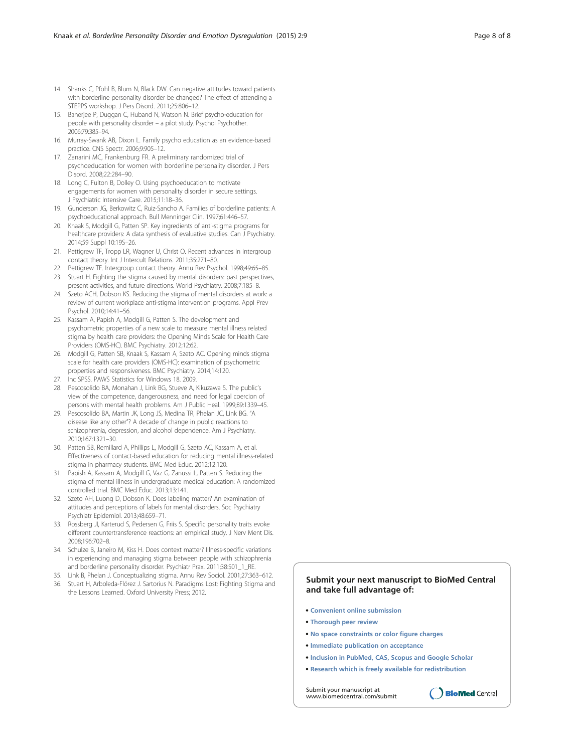14. Shanks C, Pfohl B, Blum N, Black DW. Can negative attitudes toward patients with borderline personality disorder be changed? The effect of attending a STEPPS workshop. J Pers Disord. 2011;25:806–12.
15. Banerjee P, Duggan C, Huband N, Watson N. Brief psycho-education for people with personality disorder – a pilot study. Psychol Psychother. 2006;79:385–94.
16. Murray-Swank AB, Dixon L. Family psycho education as an evidence-based practice. CNS Spectr. 2006;9:905–12.
17. Zanarini MC, Frankenburg FR. A preliminary randomized trial of psychoeducation for women with borderline personality disorder. J Pers Disord. 2008;22:284–90.
18. Long C, Fulton B, Dolley O. Using psychoeducation to motivate engagements for women with personality disorder in secure settings. J Psychiatric Intensive Care. 2015;11:18–36.
19. Gunderson JG, Berkowitz C, Ruiz-Sancho A. Families of borderline patients: A psychoeducational approach. Bull Menninger Clin. 1997;61:446–57.
20. Knaak S, Modgill G, Patten SP. Key ingredients of anti-stigma programs for healthcare providers: A data synthesis of evaluative studies. Can J Psychiatry. 2014;59 Suppl 10:19S–26.
21. Pettigrew TF, Tropp LR, Wagner U, Christ O. Recent advances in intergroup contact theory. Int J Intercult Relations. 2011;35:271–80.
22. Pettigrew TF. Intergroup contact theory. Annu Rev Psychol. 1998;49:65–85.
23. Stuart H. Fighting the stigma caused by mental disorders: past perspectives, present activities, and future directions. World Psychiatry. 2008;7:185–8.
24. Szeto ACH, Dobson KS. Reducing the stigma of mental disorders at work: a review of current workplace anti-stigma intervention programs. Appl Prev Psychol. 2010;14:41–56.
25. Kassam A, Papish A, Modgill G, Patten S. The development and psychometric properties of a new scale to measure mental illness related stigma by health care providers: the Opening Minds Scale for Health Care Providers (OMS-HC). BMC Psychiatry. 2012;12:62.
26. Modgill G, Patten SB, Knaak S, Kassam A, Szeto AC. Opening minds stigma scale for health care providers (OMS-HC): examination of psychometric properties and responsiveness. BMC Psychiatry. 2014;14:120.
27. Inc SPSS. PAWS Statistics for Windows 18. 2009.
28. Pescosolido BA, Monahan J, Link BG, Stueve A, Kikuzawa S. The public's view of the competence, dangerousness, and need for legal coercion of persons with mental health problems. Am J Public Heal. 1999;89:1339–45.
29. Pescosolido BA, Martin JK, Long JS, Medina TR, Phelan JC, Link BG. "A disease like any other"? A decade of change in public reactions to schizophrenia, depression, and alcohol dependence. Am J Psychiatry. 2010;167:1321–30.
30. Patten SB, Remillard A, Phillips L, Modgill G, Szeto AC, Kassam A, et al. Effectiveness of contact-based education for reducing mental illness-related stigma in pharmacy students. BMC Med Educ. 2012;12:120.
31. Papish A, Kassam A, Modgill G, Vaz G, Zanussi L, Patten S. Reducing the stigma of mental illness in undergraduate medical education: A randomized controlled trial. BMC Med Educ. 2013;13:141.
32. Szeto AH, Luong D, Dobson K. Does labeling matter? An examination of attitudes and perceptions of labels for mental disorders. Soc Psychiatry Psychiatr Epidemiol. 2013;48:659–71.
33. Rossberg JI, Karterud S, Pedersen G, Friis S. Specific personality traits evoke different countertransference reactions: an empirical study. J Nerv Ment Dis. 2008;196:702–8.
34. Schulze B, Janeiro M, Kiss H. Does context matter? Illness-specific variations in experiencing and managing stigma between people with schizophrenia and borderline personality disorder. Psychiatr Prax. 2011;38:S01_1_RE.
35. Link B, Phelan J. Conceptualizing stigma. Annu Rev Sociol. 2001;27:363–612.
36. Stuart H, Arboleda-Flórez J. Sartorius N. Paradigms Lost: Fighting Stigma and the Lessons Learned. Oxford University Press; 2012.

**Submit your next manuscript to BioMed Central and take full advantage of:**

- **Convenient online submission**
- **Thorough peer review**
- **No space constraints or color figure charges**
- **Immediate publication on acceptance**
- **Inclusion in PubMed, CAS, Scopus and Google Scholar**
- **Research which is freely available for redistribution**

Submit your manuscript at
www.biomedcentral.com/submit

BioMed Central